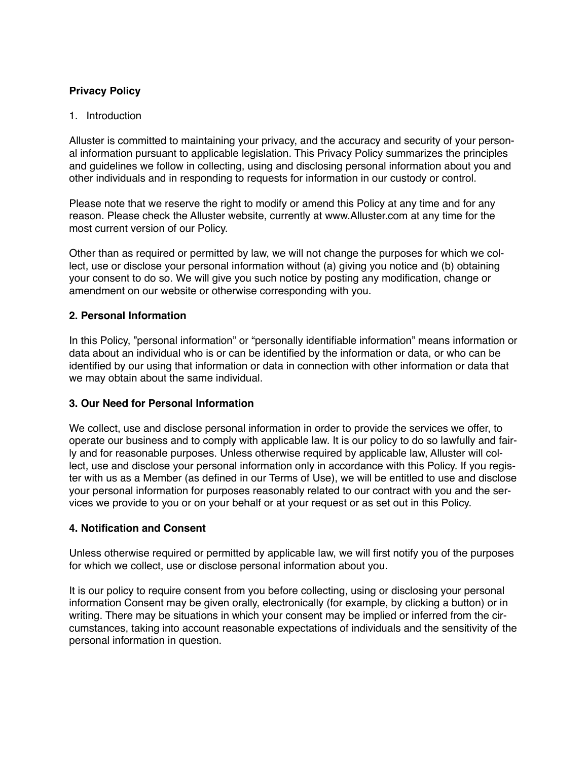**Privacy Policy**

1. Introduction

Alluster is committed to maintaining your privacy, and the accuracy and security of your personal information pursuant to applicable legislation. This Privacy Policy summarizes the principles and guidelines we follow in collecting, using and disclosing personal information about you and other individuals and in responding to requests for information in our custody or control.

Please note that we reserve the right to modify or amend this Policy at any time and for any reason. Please check the Alluster website, currently at www.Alluster.com at any time for the most current version of our Policy.

Other than as required or permitted by law, we will not change the purposes for which we collect, use or disclose your personal information without (a) giving you notice and (b) obtaining your consent to do so. We will give you such notice by posting any modification, change or amendment on our website or otherwise corresponding with you.

**2. Personal Information**

In this Policy, "personal information" or "personally identifiable information" means information or data about an individual who is or can be identified by the information or data, or who can be identified by our using that information or data in connection with other information or data that we may obtain about the same individual.

**3. Our Need for Personal Information**

We collect, use and disclose personal information in order to provide the services we offer, to operate our business and to comply with applicable law. It is our policy to do so lawfully and fairly and for reasonable purposes. Unless otherwise required by applicable law, Alluster will collect, use and disclose your personal information only in accordance with this Policy. If you register with us as a Member (as defined in our Terms of Use), we will be entitled to use and disclose your personal information for purposes reasonably related to our contract with you and the services we provide to you or on your behalf or at your request or as set out in this Policy.

**4. Notification and Consent**

Unless otherwise required or permitted by applicable law, we will first notify you of the purposes for which we collect, use or disclose personal information about you.

It is our policy to require consent from you before collecting, using or disclosing your personal information Consent may be given orally, electronically (for example, by clicking a button) or in writing. There may be situations in which your consent may be implied or inferred from the circumstances, taking into account reasonable expectations of individuals and the sensitivity of the personal information in question.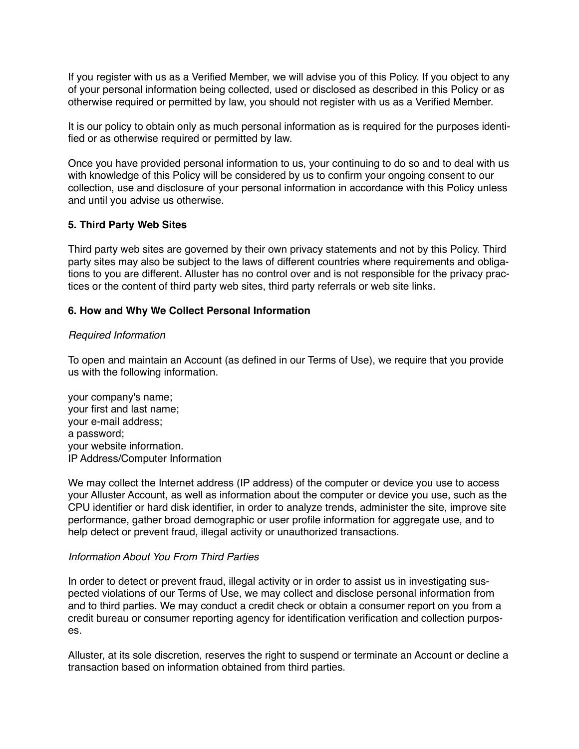If you register with us as a Verified Member, we will advise you of this Policy. If you object to any of your personal information being collected, used or disclosed as described in this Policy or as otherwise required or permitted by law, you should not register with us as a Verified Member.

It is our policy to obtain only as much personal information as is required for the purposes identified or as otherwise required or permitted by law.

Once you have provided personal information to us, your continuing to do so and to deal with us with knowledge of this Policy will be considered by us to confirm your ongoing consent to our collection, use and disclosure of your personal information in accordance with this Policy unless and until you advise us otherwise.

**5. Third Party Web Sites**

Third party web sites are governed by their own privacy statements and not by this Policy. Third party sites may also be subject to the laws of different countries where requirements and obligations to you are different. Alluster has no control over and is not responsible for the privacy practices or the content of third party web sites, third party referrals or web site links.

**6. How and Why We Collect Personal Information**

*Required Information*

To open and maintain an Account (as defined in our Terms of Use), we require that you provide us with the following information.

your company's name;
your first and last name;
your e-mail address;
a password;
your website information.
IP Address/Computer Information

We may collect the Internet address (IP address) of the computer or device you use to access your Alluster Account, as well as information about the computer or device you use, such as the CPU identifier or hard disk identifier, in order to analyze trends, administer the site, improve site performance, gather broad demographic or user profile information for aggregate use, and to help detect or prevent fraud, illegal activity or unauthorized transactions.

*Information About You From Third Parties*

In order to detect or prevent fraud, illegal activity or in order to assist us in investigating suspected violations of our Terms of Use, we may collect and disclose personal information from and to third parties. We may conduct a credit check or obtain a consumer report on you from a credit bureau or consumer reporting agency for identification verification and collection purposes.

Alluster, at its sole discretion, reserves the right to suspend or terminate an Account or decline a transaction based on information obtained from third parties.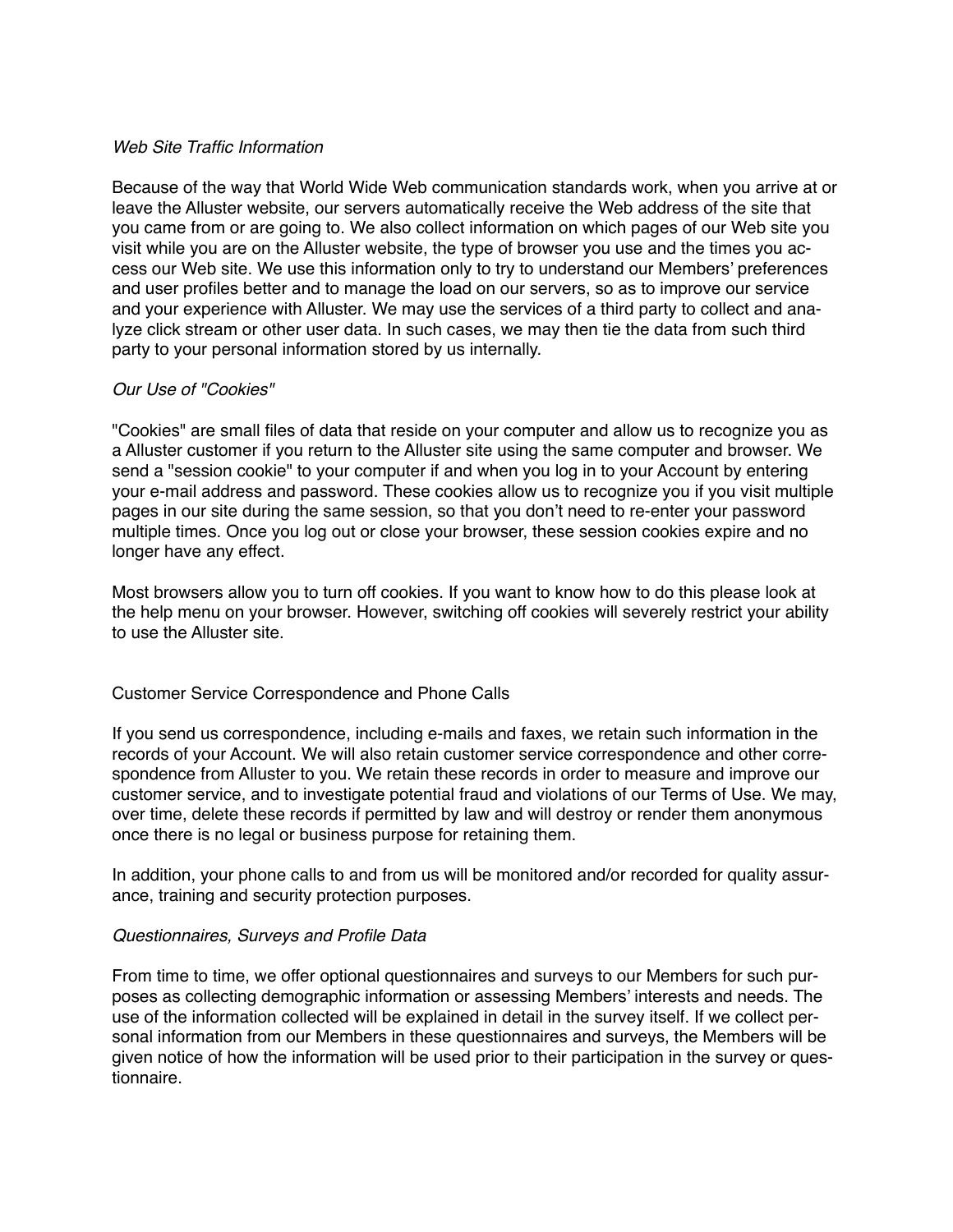*Web Site Traffic Information*

Because of the way that World Wide Web communication standards work, when you arrive at or leave the Alluster website, our servers automatically receive the Web address of the site that you came from or are going to. We also collect information on which pages of our Web site you visit while you are on the Alluster website, the type of browser you use and the times you access our Web site. We use this information only to try to understand our Members' preferences and user profiles better and to manage the load on our servers, so as to improve our service and your experience with Alluster. We may use the services of a third party to collect and analyze click stream or other user data. In such cases, we may then tie the data from such third party to your personal information stored by us internally.

*Our Use of "Cookies"*

"Cookies" are small files of data that reside on your computer and allow us to recognize you as a Alluster customer if you return to the Alluster site using the same computer and browser. We send a "session cookie" to your computer if and when you log in to your Account by entering your e-mail address and password. These cookies allow us to recognize you if you visit multiple pages in our site during the same session, so that you don't need to re-enter your password multiple times. Once you log out or close your browser, these session cookies expire and no longer have any effect.

Most browsers allow you to turn off cookies. If you want to know how to do this please look at the help menu on your browser. However, switching off cookies will severely restrict your ability to use the Alluster site.

Customer Service Correspondence and Phone Calls

If you send us correspondence, including e-mails and faxes, we retain such information in the records of your Account. We will also retain customer service correspondence and other correspondence from Alluster to you. We retain these records in order to measure and improve our customer service, and to investigate potential fraud and violations of our Terms of Use. We may, over time, delete these records if permitted by law and will destroy or render them anonymous once there is no legal or business purpose for retaining them.

In addition, your phone calls to and from us will be monitored and/or recorded for quality assurance, training and security protection purposes.

*Questionnaires, Surveys and Profile Data*

From time to time, we offer optional questionnaires and surveys to our Members for such purposes as collecting demographic information or assessing Members' interests and needs. The use of the information collected will be explained in detail in the survey itself. If we collect personal information from our Members in these questionnaires and surveys, the Members will be given notice of how the information will be used prior to their participation in the survey or questionnaire.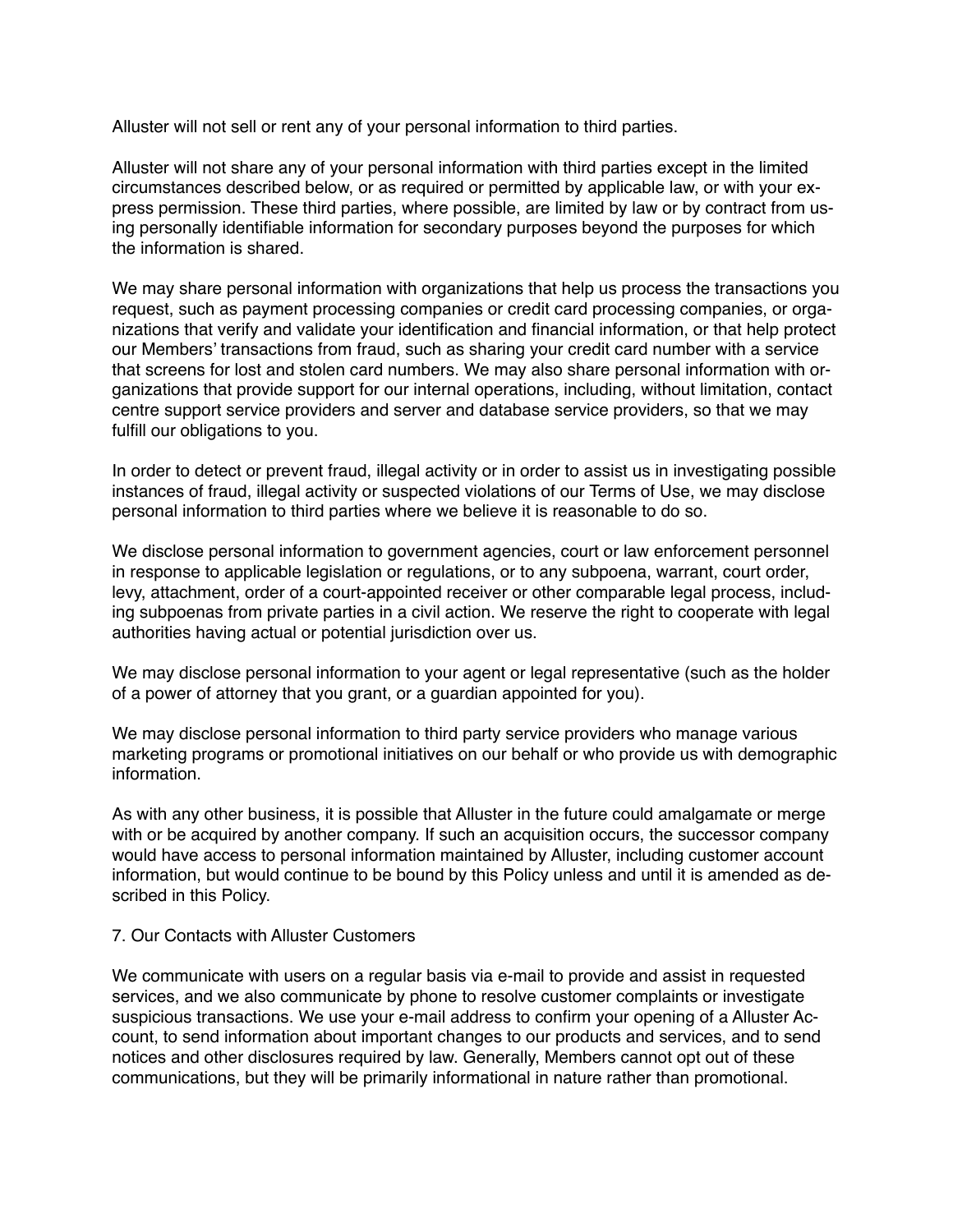Alluster will not sell or rent any of your personal information to third parties.

Alluster will not share any of your personal information with third parties except in the limited circumstances described below, or as required or permitted by applicable law, or with your express permission. These third parties, where possible, are limited by law or by contract from using personally identifiable information for secondary purposes beyond the purposes for which the information is shared.

We may share personal information with organizations that help us process the transactions you request, such as payment processing companies or credit card processing companies, or organizations that verify and validate your identification and financial information, or that help protect our Members' transactions from fraud, such as sharing your credit card number with a service that screens for lost and stolen card numbers. We may also share personal information with organizations that provide support for our internal operations, including, without limitation, contact centre support service providers and server and database service providers, so that we may fulfill our obligations to you.

In order to detect or prevent fraud, illegal activity or in order to assist us in investigating possible instances of fraud, illegal activity or suspected violations of our Terms of Use, we may disclose personal information to third parties where we believe it is reasonable to do so.

We disclose personal information to government agencies, court or law enforcement personnel in response to applicable legislation or regulations, or to any subpoena, warrant, court order, levy, attachment, order of a court-appointed receiver or other comparable legal process, including subpoenas from private parties in a civil action. We reserve the right to cooperate with legal authorities having actual or potential jurisdiction over us.

We may disclose personal information to your agent or legal representative (such as the holder of a power of attorney that you grant, or a guardian appointed for you).

We may disclose personal information to third party service providers who manage various marketing programs or promotional initiatives on our behalf or who provide us with demographic information.

As with any other business, it is possible that Alluster in the future could amalgamate or merge with or be acquired by another company. If such an acquisition occurs, the successor company would have access to personal information maintained by Alluster, including customer account information, but would continue to be bound by this Policy unless and until it is amended as described in this Policy.

7. Our Contacts with Alluster Customers

We communicate with users on a regular basis via e-mail to provide and assist in requested services, and we also communicate by phone to resolve customer complaints or investigate suspicious transactions. We use your e-mail address to confirm your opening of a Alluster Account, to send information about important changes to our products and services, and to send notices and other disclosures required by law. Generally, Members cannot opt out of these communications, but they will be primarily informational in nature rather than promotional.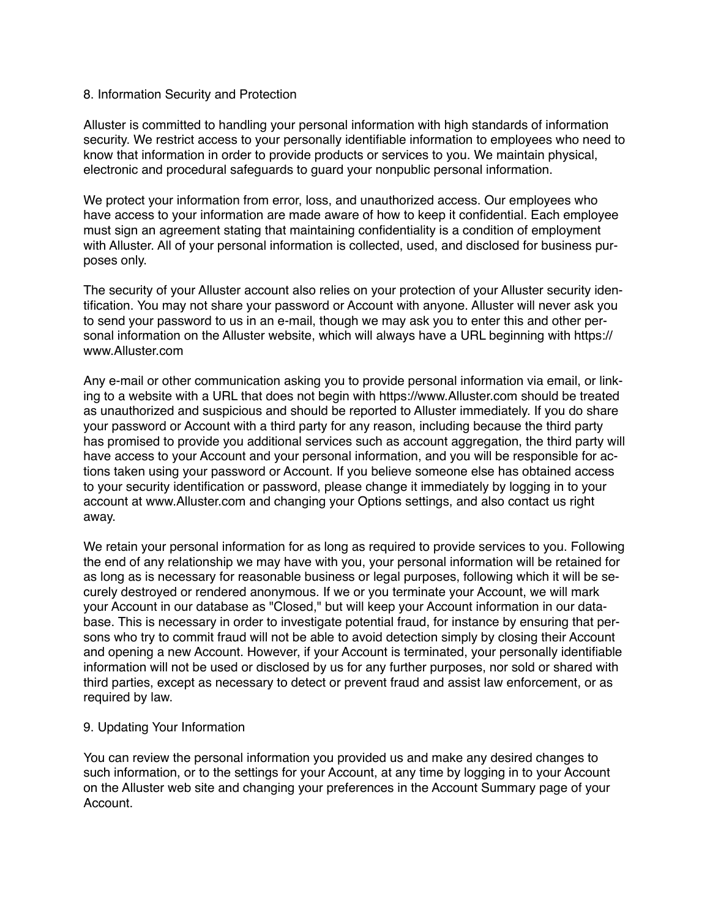## 8. Information Security and Protection

Alluster is committed to handling your personal information with high standards of information security. We restrict access to your personally identifiable information to employees who need to know that information in order to provide products or services to you. We maintain physical, electronic and procedural safeguards to guard your nonpublic personal information.

We protect your information from error, loss, and unauthorized access. Our employees who have access to your information are made aware of how to keep it confidential. Each employee must sign an agreement stating that maintaining confidentiality is a condition of employment with Alluster. All of your personal information is collected, used, and disclosed for business purposes only.

The security of your Alluster account also relies on your protection of your Alluster security identification. You may not share your password or Account with anyone. Alluster will never ask you to send your password to us in an e-mail, though we may ask you to enter this and other personal information on the Alluster website, which will always have a URL beginning with https://www.Alluster.com

Any e-mail or other communication asking you to provide personal information via email, or linking to a website with a URL that does not begin with https://www.Alluster.com should be treated as unauthorized and suspicious and should be reported to Alluster immediately. If you do share your password or Account with a third party for any reason, including because the third party has promised to provide you additional services such as account aggregation, the third party will have access to your Account and your personal information, and you will be responsible for actions taken using your password or Account. If you believe someone else has obtained access to your security identification or password, please change it immediately by logging in to your account at www.Alluster.com and changing your Options settings, and also contact us right away.

We retain your personal information for as long as required to provide services to you. Following the end of any relationship we may have with you, your personal information will be retained for as long as is necessary for reasonable business or legal purposes, following which it will be securely destroyed or rendered anonymous. If we or you terminate your Account, we will mark your Account in our database as "Closed," but will keep your Account information in our database. This is necessary in order to investigate potential fraud, for instance by ensuring that persons who try to commit fraud will not be able to avoid detection simply by closing their Account and opening a new Account. However, if your Account is terminated, your personally identifiable information will not be used or disclosed by us for any further purposes, nor sold or shared with third parties, except as necessary to detect or prevent fraud and assist law enforcement, or as required by law.

## 9. Updating Your Information

You can review the personal information you provided us and make any desired changes to such information, or to the settings for your Account, at any time by logging in to your Account on the Alluster web site and changing your preferences in the Account Summary page of your Account.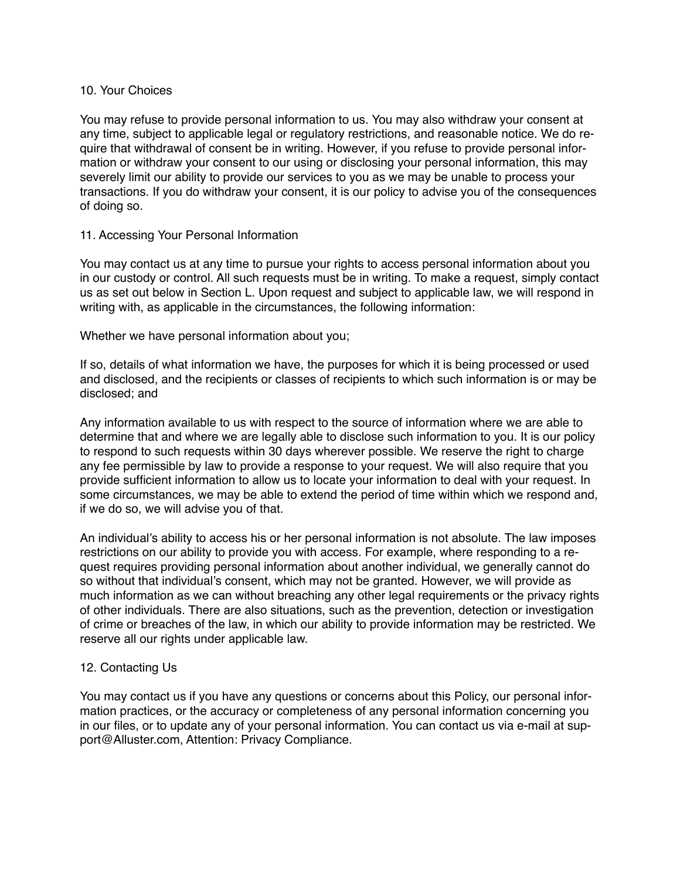## 10. Your Choices

You may refuse to provide personal information to us. You may also withdraw your consent at any time, subject to applicable legal or regulatory restrictions, and reasonable notice. We do require that withdrawal of consent be in writing. However, if you refuse to provide personal information or withdraw your consent to our using or disclosing your personal information, this may severely limit our ability to provide our services to you as we may be unable to process your transactions. If you do withdraw your consent, it is our policy to advise you of the consequences of doing so.

## 11. Accessing Your Personal Information

You may contact us at any time to pursue your rights to access personal information about you in our custody or control. All such requests must be in writing. To make a request, simply contact us as set out below in Section L. Upon request and subject to applicable law, we will respond in writing with, as applicable in the circumstances, the following information:

Whether we have personal information about you;

If so, details of what information we have, the purposes for which it is being processed or used and disclosed, and the recipients or classes of recipients to which such information is or may be disclosed; and

Any information available to us with respect to the source of information where we are able to determine that and where we are legally able to disclose such information to you. It is our policy to respond to such requests within 30 days wherever possible. We reserve the right to charge any fee permissible by law to provide a response to your request. We will also require that you provide sufficient information to allow us to locate your information to deal with your request. In some circumstances, we may be able to extend the period of time within which we respond and, if we do so, we will advise you of that.

An individual's ability to access his or her personal information is not absolute. The law imposes restrictions on our ability to provide you with access. For example, where responding to a request requires providing personal information about another individual, we generally cannot do so without that individual's consent, which may not be granted. However, we will provide as much information as we can without breaching any other legal requirements or the privacy rights of other individuals. There are also situations, such as the prevention, detection or investigation of crime or breaches of the law, in which our ability to provide information may be restricted. We reserve all our rights under applicable law.

## 12. Contacting Us

You may contact us if you have any questions or concerns about this Policy, our personal information practices, or the accuracy or completeness of any personal information concerning you in our files, or to update any of your personal information. You can contact us via e-mail at support@Alluster.com, Attention: Privacy Compliance.